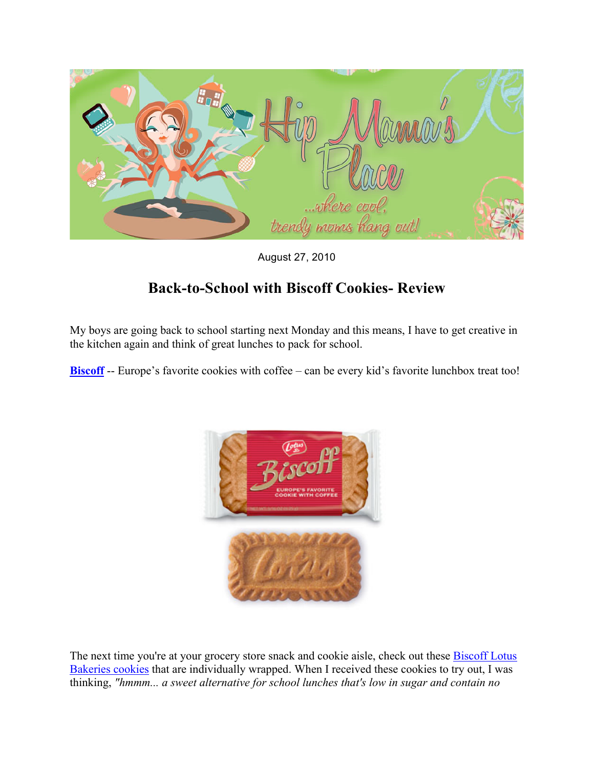August 27, 2010

## Back-to-School with Biscoff Cookies- Review

My boys are going back to school starting next Monday and this means, I have to get creative in the kitchen again and think of great lunches to pack for school.

**Biscoff** -- Europe's favorite cookies with coffee – can be every kid's favorite lunchbox treat too!

The next time you're at your grocery store snack and cookie aisle, check out these Biscoff Lotus Bakeries cookies that are individually wrapped. When I received these cookies to try out, I was thinking, *"hmmm... a sweet alternative for school lunches that's low in sugar and contain no*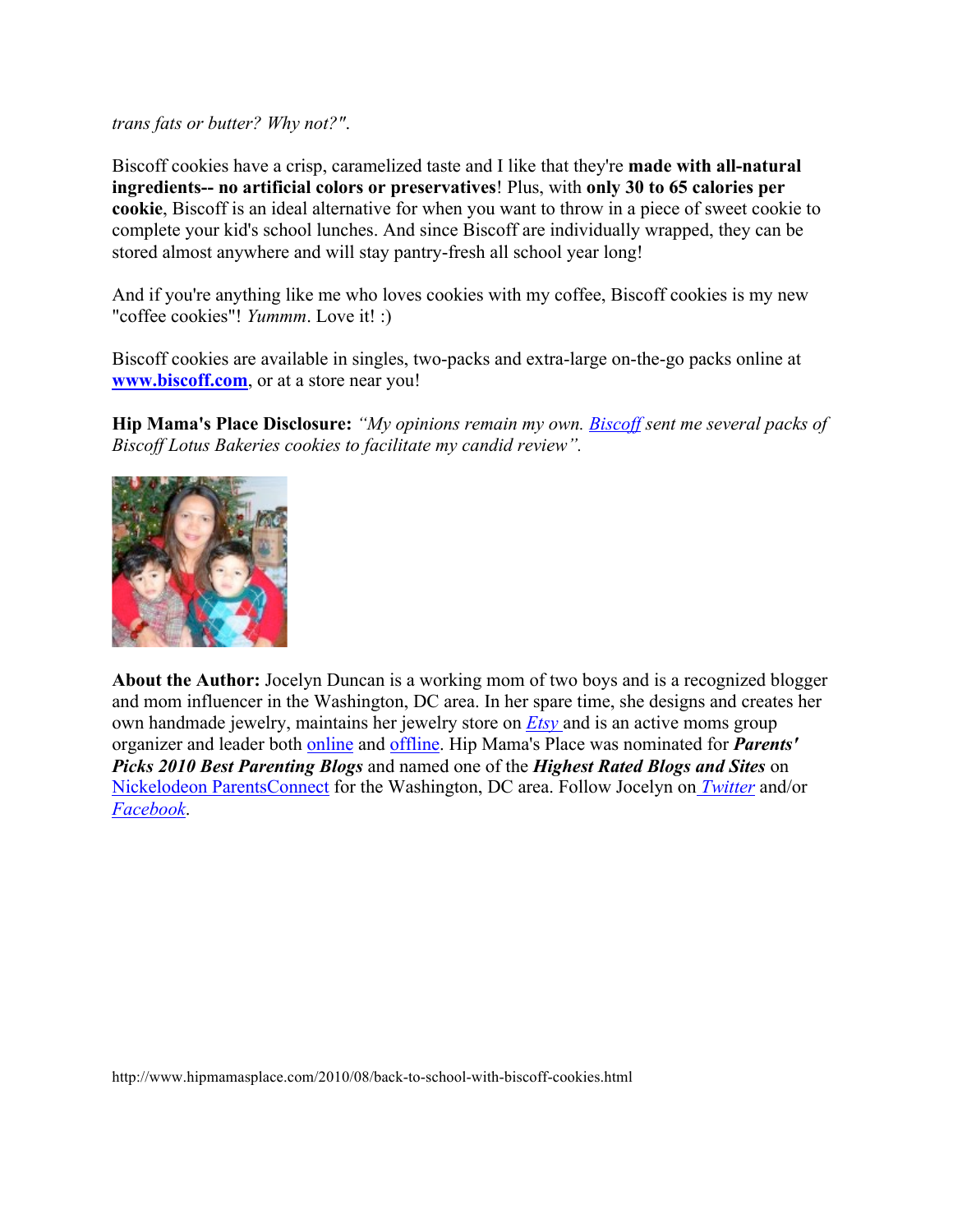*trans fats or butter? Why not?"*.

Biscoff cookies have a crisp, caramelized taste and I like that they're **made with all-natural ingredients-- no artificial colors or preservatives**! Plus, with **only 30 to 65 calories per cookie**, Biscoff is an ideal alternative for when you want to throw in a piece of sweet cookie to complete your kid's school lunches. And since Biscoff are individually wrapped, they can be stored almost anywhere and will stay pantry-fresh all school year long!

And if you're anything like me who loves cookies with my coffee, Biscoff cookies is my new "coffee cookies"! *Yummm*. Love it! :)

Biscoff cookies are available in singles, two-packs and extra-large on-the-go packs online at **www.biscoff.com**, or at a store near you!

**Hip Mama's Place Disclosure:** *"My opinions remain my own. Biscoff sent me several packs of Biscoff Lotus Bakeries cookies to facilitate my candid review".*

**About the Author:** Jocelyn Duncan is a working mom of two boys and is a recognized blogger and mom influencer in the Washington, DC area. In her spare time, she designs and creates her own handmade jewelry, maintains her jewelry store on *Etsy* and is an active moms group organizer and leader both online and offline. Hip Mama's Place was nominated for ***Parents' Picks 2010 Best Parenting Blogs*** and named one of the ***Highest Rated Blogs and Sites*** on Nickelodeon ParentsConnect for the Washington, DC area. Follow Jocelyn on *Twitter* and/or *Facebook*.

http://www.hipmamasplace.com/2010/08/back-to-school-with-biscoff-cookies.html